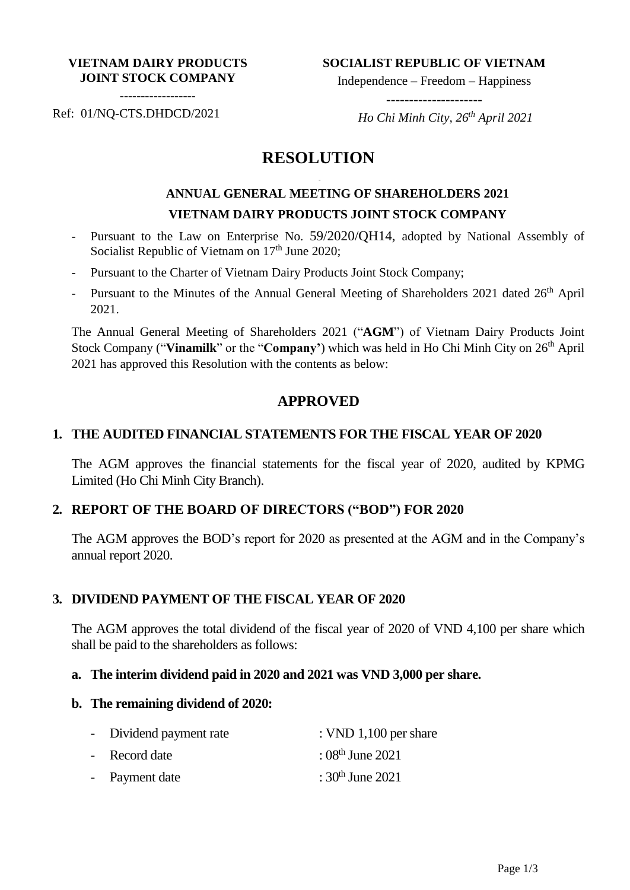**VIETNAM DAIRY PRODUCTS JOINT STOCK COMPANY**

-----------------

Ref: 01/NQ-CTS.DHDCD/2021

**SOCIALIST REPUBLIC OF VIETNAM**

Independence – Freedom – Happiness

---------------------

*Ho Chi Minh City, 26th April 2021*

# RESOLUTION

## ANNUAL GENERAL MEETING OF SHAREHOLDERS 2021
## VIETNAM DAIRY PRODUCTS JOINT STOCK COMPANY

- Pursuant to the Law on Enterprise No. 59/2020/QH14, adopted by National Assembly of Socialist Republic of Vietnam on 17th June 2020;
- Pursuant to the Charter of Vietnam Dairy Products Joint Stock Company;
- Pursuant to the Minutes of the Annual General Meeting of Shareholders 2021 dated 26th April 2021.

The Annual General Meeting of Shareholders 2021 ("**AGM**") of Vietnam Dairy Products Joint Stock Company ("**Vinamilk**" or the "**Company'**) which was held in Ho Chi Minh City on 26th April 2021 has approved this Resolution with the contents as below:

## APPROVED

### 1. THE AUDITED FINANCIAL STATEMENTS FOR THE FISCAL YEAR OF 2020

The AGM approves the financial statements for the fiscal year of 2020, audited by KPMG Limited (Ho Chi Minh City Branch).

### 2. REPORT OF THE BOARD OF DIRECTORS ("BOD") FOR 2020

The AGM approves the BOD's report for 2020 as presented at the AGM and in the Company's annual report 2020.

### 3. DIVIDEND PAYMENT OF THE FISCAL YEAR OF 2020

The AGM approves the total dividend of the fiscal year of 2020 of VND 4,100 per share which shall be paid to the shareholders as follows:

**a. The interim dividend paid in 2020 and 2021 was VND 3,000 per share.**

**b. The remaining dividend of 2020:**

- Dividend payment rate : VND 1,100 per share
- Record date : 08th June 2021
- Payment date : 30th June 2021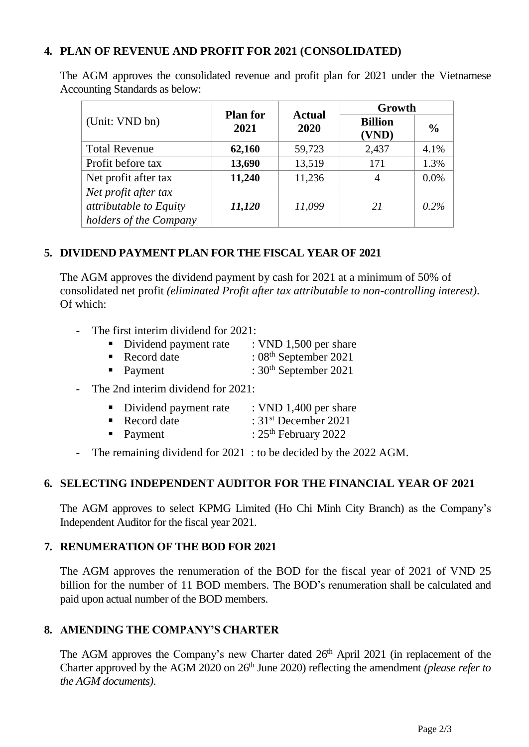## 4. PLAN OF REVENUE AND PROFIT FOR 2021 (CONSOLIDATED)

The AGM approves the consolidated revenue and profit plan for 2021 under the Vietnamese Accounting Standards as below:

| (Unit: VND bn) | Plan for 2021 | Actual 2020 | Growth | |
|---|---|---|---|---|
| | | | Billion (VND) | % |
| Total Revenue | **62,160** | 59,723 | 2,437 | 4.1% |
| Profit before tax | **13,690** | 13,519 | 171 | 1.3% |
| Net profit after tax | **11,240** | 11,236 | 4 | 0.0% |
| *Net profit after tax attributable to Equity holders of the Company* | ***11,120*** | *11,099* | *21* | *0.2%* |

## 5. DIVIDEND PAYMENT PLAN FOR THE FISCAL YEAR OF 2021

The AGM approves the dividend payment by cash for 2021 at a minimum of 50% of consolidated net profit *(eliminated Profit after tax attributable to non-controlling interest)*. Of which:

- The first interim dividend for 2021:
  - Dividend payment rate : VND 1,500 per share
  - Record date : 08th September 2021
  - Payment : 30th September 2021
- The 2nd interim dividend for 2021:
  - Dividend payment rate : VND 1,400 per share
  - Record date : 31st December 2021
  - Payment : 25th February 2022
- The remaining dividend for 2021 : to be decided by the 2022 AGM.

## 6. SELECTING INDEPENDENT AUDITOR FOR THE FINANCIAL YEAR OF 2021

The AGM approves to select KPMG Limited (Ho Chi Minh City Branch) as the Company's Independent Auditor for the fiscal year 2021.

## 7. RENUMERATION OF THE BOD FOR 2021

The AGM approves the renumeration of the BOD for the fiscal year of 2021 of VND 25 billion for the number of 11 BOD members. The BOD's renumeration shall be calculated and paid upon actual number of the BOD members.

## 8. AMENDING THE COMPANY'S CHARTER

The AGM approves the Company's new Charter dated 26th April 2021 (in replacement of the Charter approved by the AGM 2020 on 26th June 2020) reflecting the amendment *(please refer to the AGM documents)*.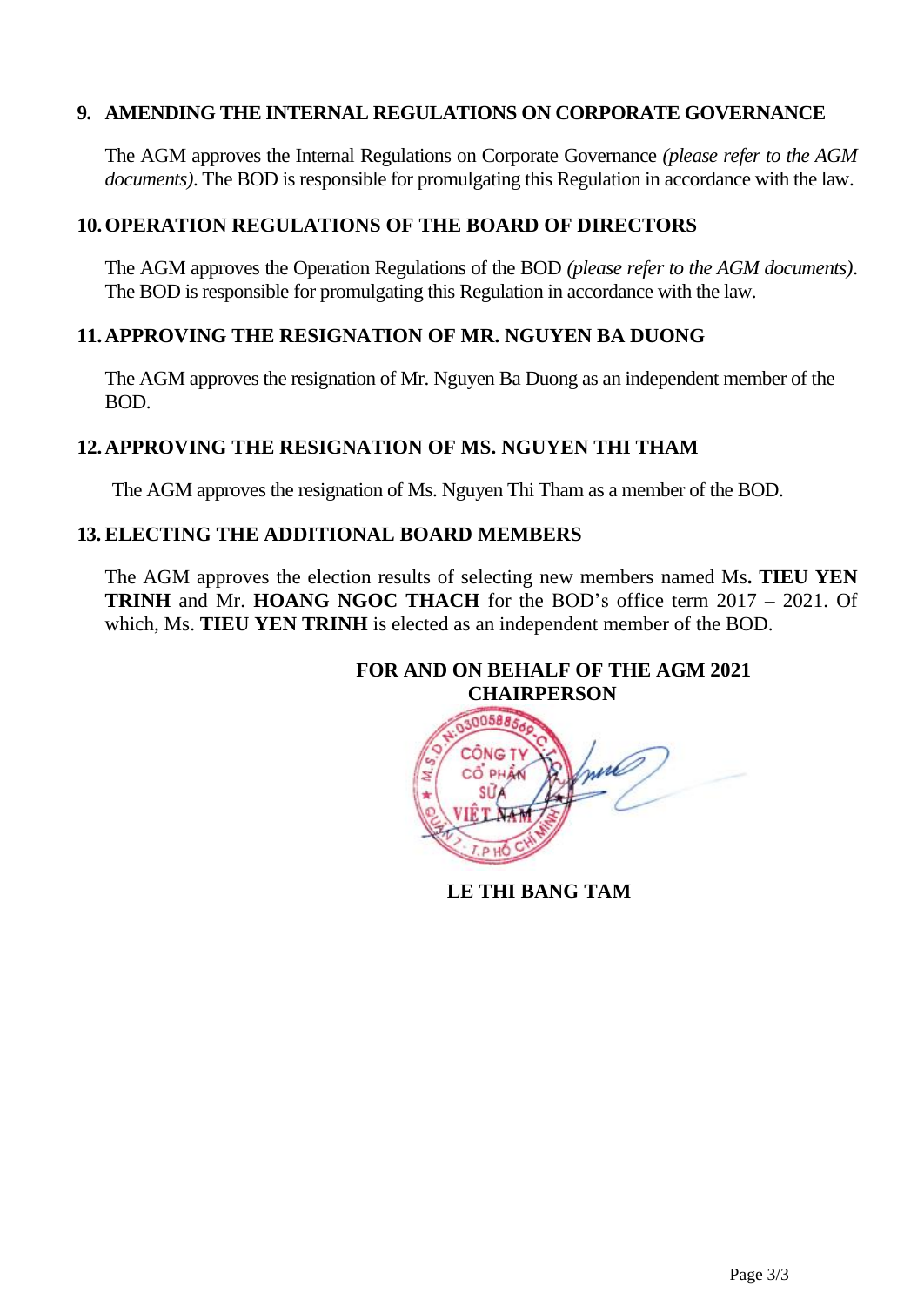## 9. AMENDING THE INTERNAL REGULATIONS ON CORPORATE GOVERNANCE

The AGM approves the Internal Regulations on Corporate Governance *(please refer to the AGM documents)*. The BOD is responsible for promulgating this Regulation in accordance with the law.

## 10. OPERATION REGULATIONS OF THE BOARD OF DIRECTORS

The AGM approves the Operation Regulations of the BOD *(please refer to the AGM documents)*. The BOD is responsible for promulgating this Regulation in accordance with the law.

## 11. APPROVING THE RESIGNATION OF MR. NGUYEN BA DUONG

The AGM approves the resignation of Mr. Nguyen Ba Duong as an independent member of the BOD.

## 12. APPROVING THE RESIGNATION OF MS. NGUYEN THI THAM

The AGM approves the resignation of Ms. Nguyen Thi Tham as a member of the BOD.

## 13. ELECTING THE ADDITIONAL BOARD MEMBERS

The AGM approves the election results of selecting new members named Ms**. TIEU YEN TRINH** and Mr. **HOANG NGOC THACH** for the BOD's office term 2017 – 2021. Of which, Ms. **TIEU YEN TRINH** is elected as an independent member of the BOD.

**FOR AND ON BEHALF OF THE AGM 2021**
**CHAIRPERSON**

M.S.D.N: 0300588569-C.T.
CÔNG TY CỔ PHẦN SỮA VIỆT NAM
QUẬN 7 - T.P HỒ CHÍ MINH

**LE THI BANG TAM**